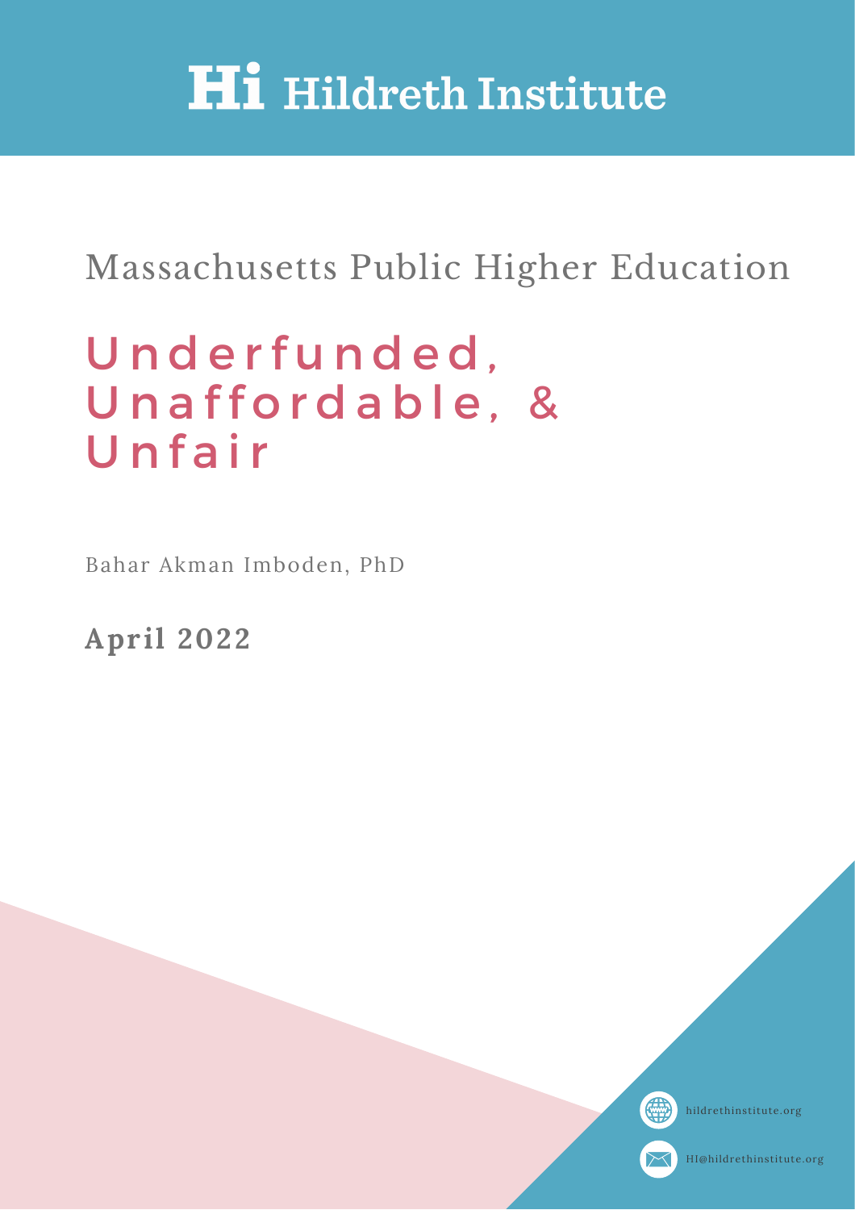# Hi Hildreth Institute

## Massachusetts Public Higher Education

# Underfunded, Unaffordable, & Unfair

Bahar Akman Imboden, PhD

**April 2022**

hildrethinstitute.org

HI@hildrethinstitute.org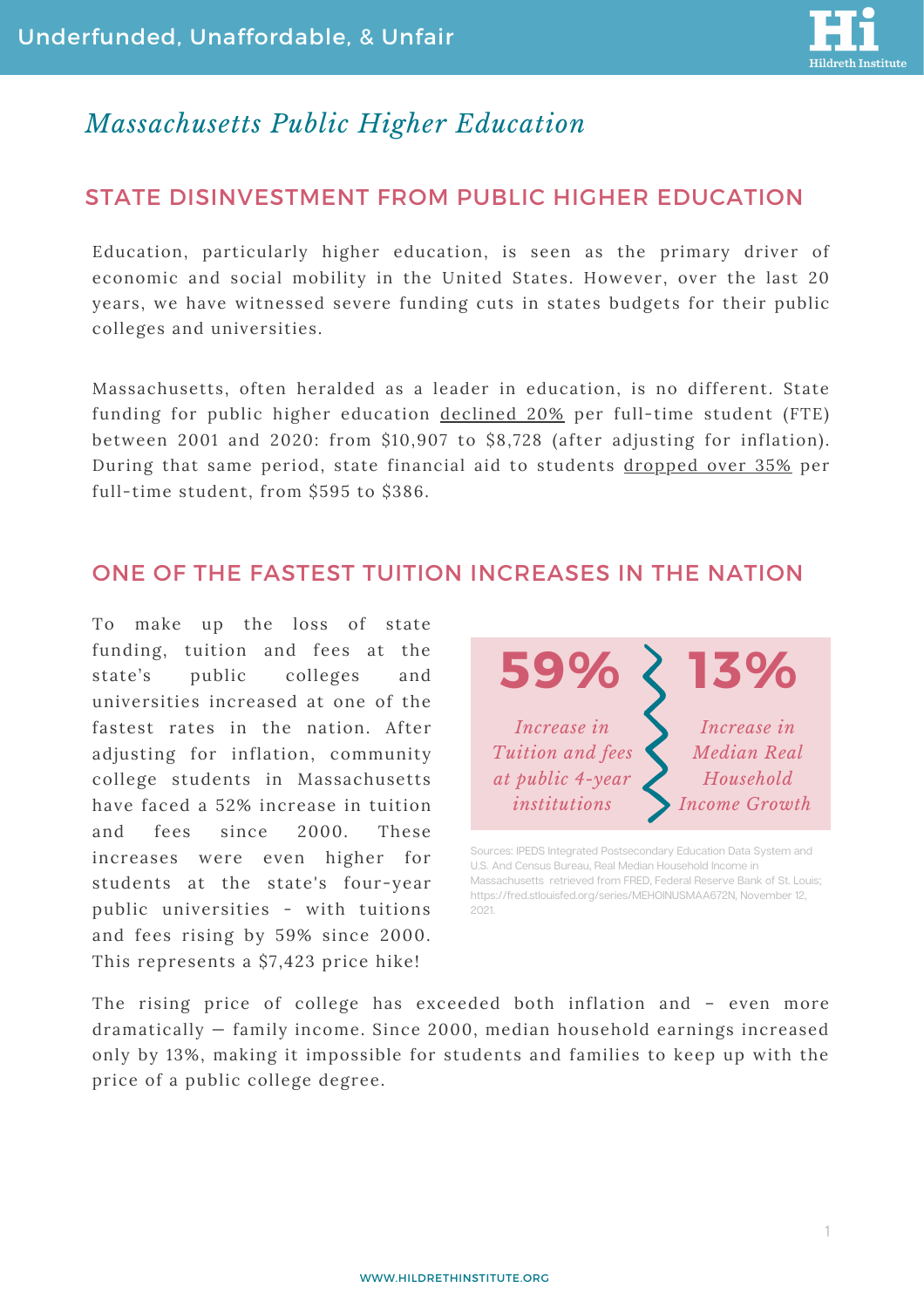# Underfunded, Unaffordable, & Unfair

## *Massachusetts Public Higher Education*

### STATE DISINVESTMENT FROM PUBLIC HIGHER EDUCATION

Education, particularly higher education, is seen as the primary driver of economic and social mobility in the United States. However, over the last 20 years, we have witnessed severe funding cuts in states budgets for their public colleges and universities.

Massachusetts, often heralded as a leader in education, is no different. State funding for public higher education declined 20% per full-time student (FTE) between 2001 and 2020: from $10,907 to $8,728 (after adjusting for inflation). During that same period, state financial aid to students dropped over 35% per full-time student, from $595 to $386.

### ONE OF THE FASTEST TUITION INCREASES IN THE NATION

To make up the loss of state funding, tuition and fees at the state's public colleges and universities increased at one of the fastest rates in the nation. After adjusting for inflation, community college students in Massachusetts have faced a 52% increase in tuition and fees since 2000. These increases were even higher for students at the state's four-year public universities - with tuitions and fees rising by 59% since 2000. This represents a $7,423 price hike!

**59%** *Increase in Tuition and fees at public 4-year institutions*

**13%** *Increase in Median Real Household Income Growth*

Sources: IPEDS Integrated Postsecondary Education Data System and U.S. And Census Bureau, Real Median Household Income in Massachusetts retrieved from FRED, Federal Reserve Bank of St. Louis; https://fred.stlouisfed.org/series/MEHOINUSMAA672N, November 12, 2021.

The rising price of college has exceeded both inflation and – even more dramatically — family income. Since 2000, median household earnings increased only by 13%, making it impossible for students and families to keep up with the price of a public college degree.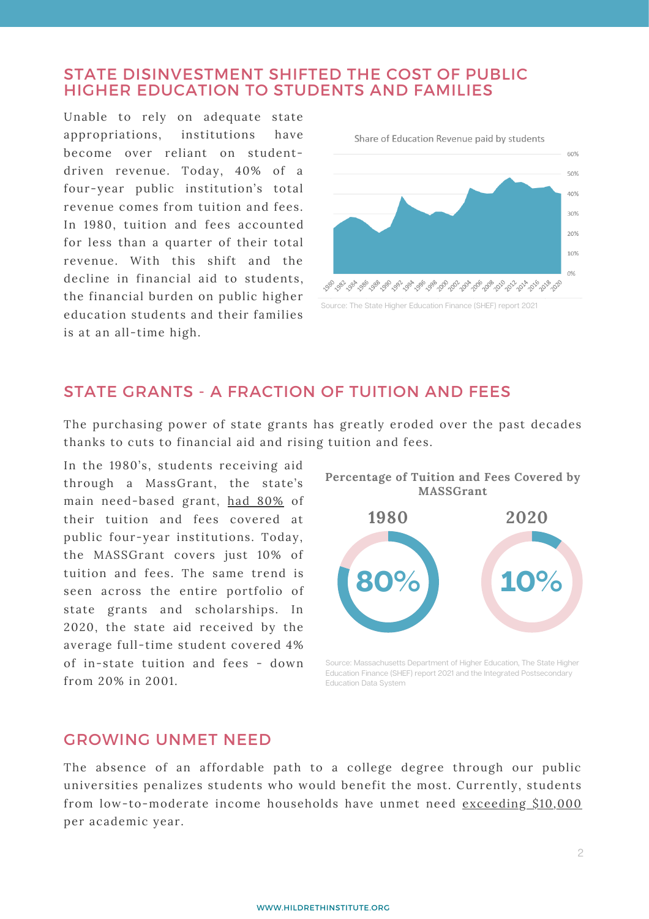## STATE DISINVESTMENT SHIFTED THE COST OF PUBLIC HIGHER EDUCATION TO STUDENTS AND FAMILIES

Unable to rely on adequate state appropriations, institutions have become over reliant on student-driven revenue. Today, 40% of a four-year public institution's total revenue comes from tuition and fees. In 1980, tuition and fees accounted for less than a quarter of their total revenue. With this shift and the decline in financial aid to students, the financial burden on public higher education students and their families is at an all-time high.

Share of Education Revenue paid by students

Source: The State Higher Education Finance (SHEF) report 2021

## STATE GRANTS - A FRACTION OF TUITION AND FEES

The purchasing power of state grants has greatly eroded over the past decades thanks to cuts to financial aid and rising tuition and fees.

In the 1980's, students receiving aid through a MassGrant, the state's main need-based grant, had 80% of their tuition and fees covered at public four-year institutions. Today, the MASSGrant covers just 10% of tuition and fees. The same trend is seen across the entire portfolio of state grants and scholarships. In 2020, the state aid received by the average full-time student covered 4% of in-state tuition and fees - down from 20% in 2001.

**Percentage of Tuition and Fees Covered by MASSGrant**

| 1980 | 2020 |
| --- | --- |
| 80% | 10% |

Source: Massachusetts Department of Higher Education, The State Higher Education Finance (SHEF) report 2021 and the Integrated Postsecondary Education Data System

## GROWING UNMET NEED

The absence of an affordable path to a college degree through our public universities penalizes students who would benefit the most. Currently, students from low-to-moderate income households have unmet need exceeding $10,000 per academic year.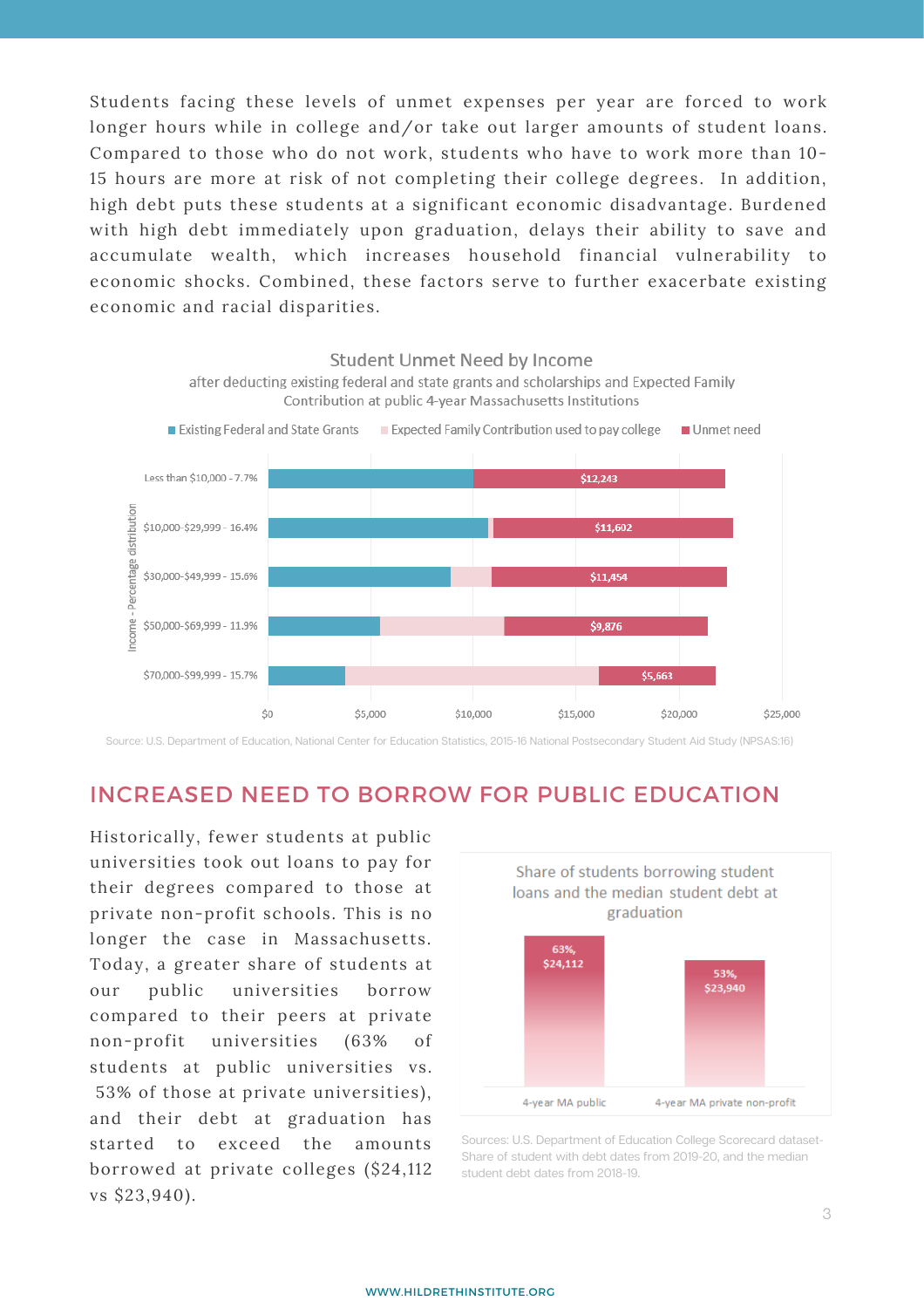Students facing these levels of unmet expenses per year are forced to work longer hours while in college and/or take out larger amounts of student loans. Compared to those who do not work, students who have to work more than 10-15 hours are more at risk of not completing their college degrees. In addition, high debt puts these students at a significant economic disadvantage. Burdened with high debt immediately upon graduation, delays their ability to save and accumulate wealth, which increases household financial vulnerability to economic shocks. Combined, these factors serve to further exacerbate existing economic and racial disparities.

**Student Unmet Need by Income**

after deducting existing federal and state grants and scholarships and Expected Family Contribution at public 4-year Massachusetts Institutions

Legend: Existing Federal and State Grants; Expected Family Contribution used to pay college; Unmet need

| Income - Percentage distribution | Unmet need |
|---|---|
| Less than $10,000 - 7.7% | $12,243 |
| $10,000-$29,999 - 16.4% | $11,602 |
| $30,000-$49,999 - 15.6% | $11,454 |
| $50,000-$69,999 - 11.9% | $9,876 |
| $70,000-$99,999 - 15.7% | $5,663 |

Source: U.S. Department of Education, National Center for Education Statistics, 2015-16 National Postsecondary Student Aid Study (NPSAS:16)

## INCREASED NEED TO BORROW FOR PUBLIC EDUCATION

Historically, fewer students at public universities took out loans to pay for their degrees compared to those at private non-profit schools. This is no longer the case in Massachusetts. Today, a greater share of students at our public universities borrow compared to their peers at private non-profit universities (63% of students at public universities vs. 53% of those at private universities), and their debt at graduation has started to exceed the amounts borrowed at private colleges ($24,112 vs $23,940).

**Share of students borrowing student loans and the median student debt at graduation**

| | Share borrowing | Median debt |
|---|---|---|
| 4-year MA public | 63% | $24,112 |
| 4-year MA private non-profit | 53% | $23,940 |

Sources: U.S. Department of Education College Scorecard dataset- Share of student with debt dates from 2019-20, and the median student debt dates from 2018-19.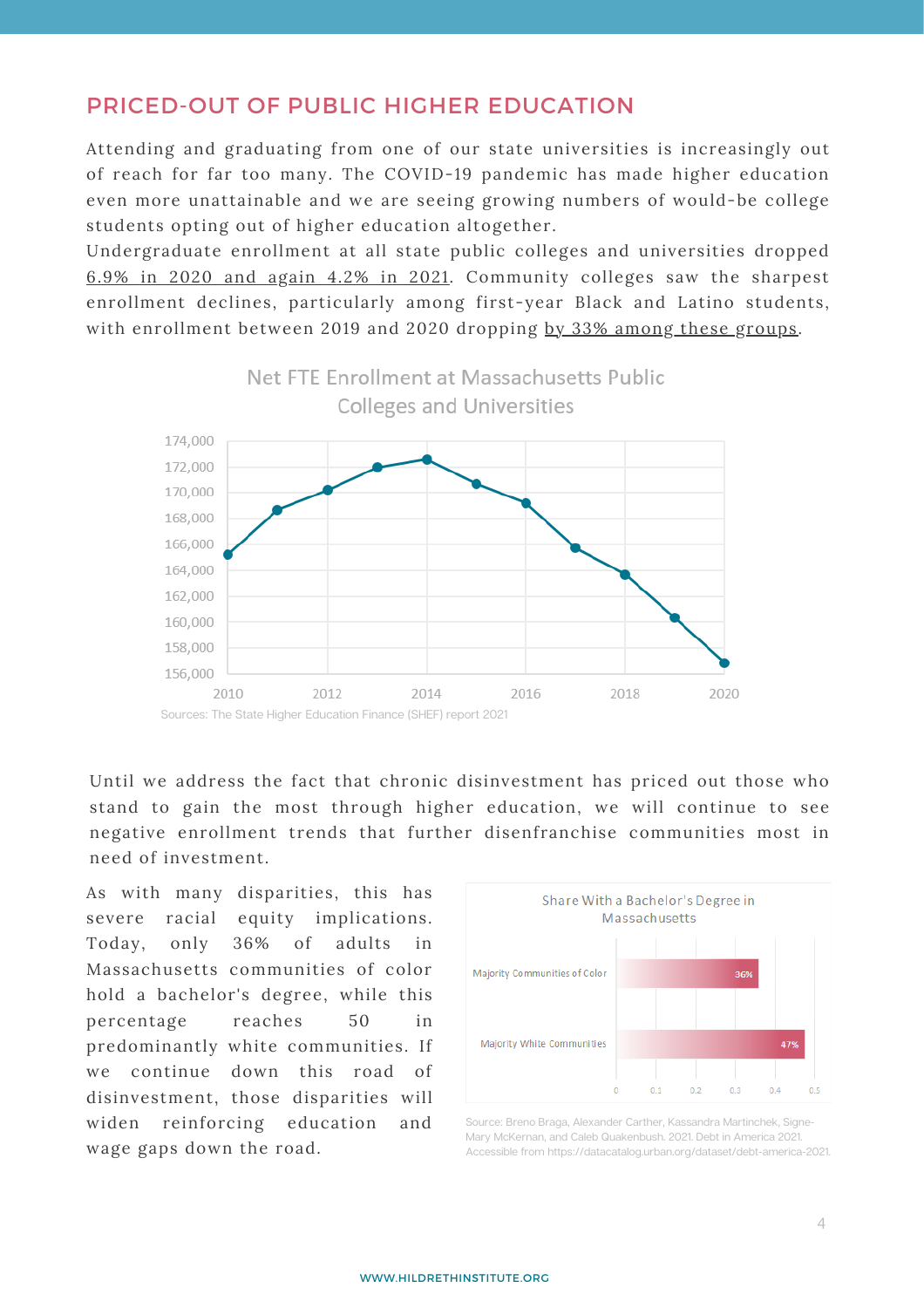## PRICED-OUT OF PUBLIC HIGHER EDUCATION

Attending and graduating from one of our state universities is increasingly out of reach for far too many. The COVID-19 pandemic has made higher education even more unattainable and we are seeing growing numbers of would-be college students opting out of higher education altogether.

Undergraduate enrollment at all state public colleges and universities dropped 6.9% in 2020 and again 4.2% in 2021. Community colleges saw the sharpest enrollment declines, particularly among first-year Black and Latino students, with enrollment between 2019 and 2020 dropping by 33% among these groups.

Net FTE Enrollment at Massachusetts Public Colleges and Universities

Sources: The State Higher Education Finance (SHEF) report 2021

Until we address the fact that chronic disinvestment has priced out those who stand to gain the most through higher education, we will continue to see negative enrollment trends that further disenfranchise communities most in need of investment.

As with many disparities, this has severe racial equity implications. Today, only 36% of adults in Massachusetts communities of color hold a bachelor's degree, while this percentage reaches 50 in predominantly white communities. If we continue down this road of disinvestment, those disparities will widen reinforcing education and wage gaps down the road.

Share With a Bachelor's Degree in Massachusetts

| | Share |
|---|---|
| Majority Communities of Color | 36% |
| Majority White Communities | 47% |

Source: Breno Braga, Alexander Carther, Kassandra Martinchek, Signe-Mary McKernan, and Caleb Quakenbush. 2021. Debt in America 2021. Accessible from https://datacatalog.urban.org/dataset/debt-america-2021.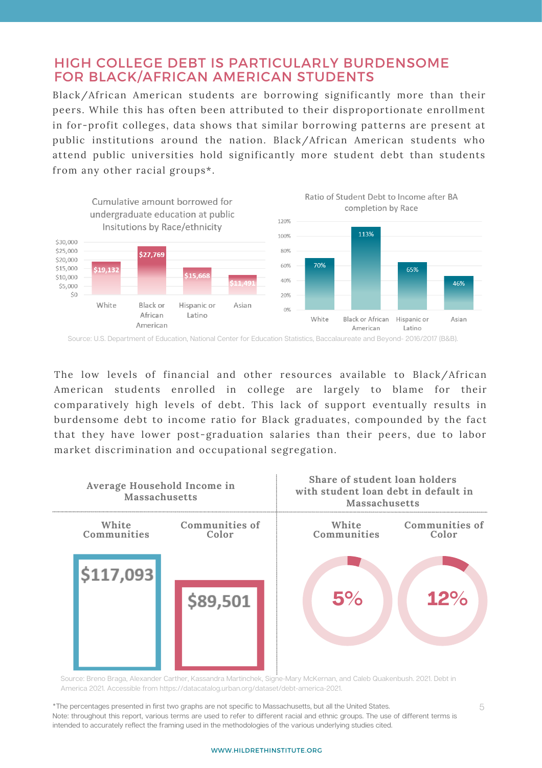## HIGH COLLEGE DEBT IS PARTICULARLY BURDENSOME FOR BLACK/AFRICAN AMERICAN STUDENTS

Black/African American students are borrowing significantly more than their peers. While this has often been attributed to their disproportionate enrollment in for-profit colleges, data shows that similar borrowing patterns are present at public institutions around the nation. Black/African American students who attend public universities hold significantly more student debt than students from any other racial groups*.

**Cumulative amount borrowed for undergraduate education at public Insitutions by Race/ethnicity**

| Race/ethnicity | Amount |
|---|---|
| White | $19,132 |
| Black or African American | $27,769 |
| Hispanic or Latino | $15,668 |
| Asian | $11,491 |

**Ratio of Student Debt to Income after BA completion by Race**

| Race | Ratio |
|---|---|
| White | 70% |
| Black or African American | 113% |
| Hispanic or Latino | 65% |
| Asian | 46% |

Source: U.S. Department of Education, National Center for Education Statistics, Baccalaureate and Beyond- 2016/2017 (B&B).

The low levels of financial and other resources available to Black/African American students enrolled in college are largely to blame for their comparatively high levels of debt. This lack of support eventually results in burdensome debt to income ratio for Black graduates, compounded by the fact that they have lower post-graduation salaries than their peers, due to labor market discrimination and occupational segregation.

| | White Communities | Communities of Color |
|---|---|---|
| Average Household Income in Massachusetts | $117,093 | $89,501 |
| Share of student loan holders with student loan debt in default in Massachusetts | 5% | 12% |

Source: Breno Braga, Alexander Carther, Kassandra Martinchek, Signe-Mary McKernan, and Caleb Quakenbush. 2021. Debt in America 2021. Accessible from https://datacatalog.urban.org/dataset/debt-america-2021.

*The percentages presented in first two graphs are not specific to Massachusetts, but all the United States.
Note: throughout this report, various terms are used to refer to different racial and ethnic groups. The use of different terms is intended to accurately reflect the framing used in the methodologies of the various underlying studies cited.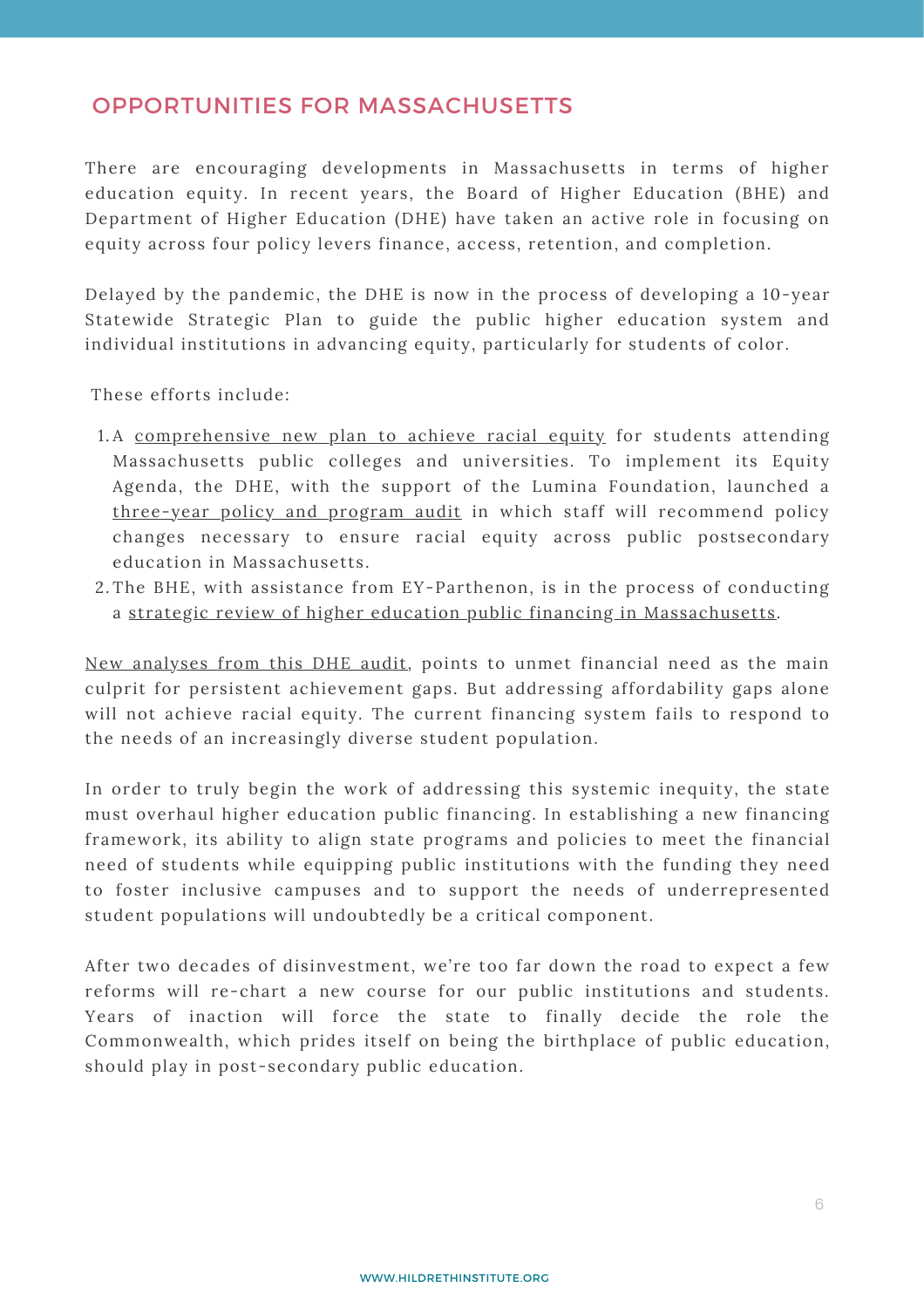## OPPORTUNITIES FOR MASSACHUSETTS

There are encouraging developments in Massachusetts in terms of higher education equity. In recent years, the Board of Higher Education (BHE) and Department of Higher Education (DHE) have taken an active role in focusing on equity across four policy levers finance, access, retention, and completion.

Delayed by the pandemic, the DHE is now in the process of developing a 10-year Statewide Strategic Plan to guide the public higher education system and individual institutions in advancing equity, particularly for students of color.

These efforts include:

1. A comprehensive new plan to achieve racial equity for students attending Massachusetts public colleges and universities. To implement its Equity Agenda, the DHE, with the support of the Lumina Foundation, launched a three-year policy and program audit in which staff will recommend policy changes necessary to ensure racial equity across public postsecondary education in Massachusetts.
2. The BHE, with assistance from EY-Parthenon, is in the process of conducting a strategic review of higher education public financing in Massachusetts.

New analyses from this DHE audit, points to unmet financial need as the main culprit for persistent achievement gaps. But addressing affordability gaps alone will not achieve racial equity. The current financing system fails to respond to the needs of an increasingly diverse student population.

In order to truly begin the work of addressing this systemic inequity, the state must overhaul higher education public financing. In establishing a new financing framework, its ability to align state programs and policies to meet the financial need of students while equipping public institutions with the funding they need to foster inclusive campuses and to support the needs of underrepresented student populations will undoubtedly be a critical component.

After two decades of disinvestment, we're too far down the road to expect a few reforms will re-chart a new course for our public institutions and students. Years of inaction will force the state to finally decide the role the Commonwealth, which prides itself on being the birthplace of public education, should play in post-secondary public education.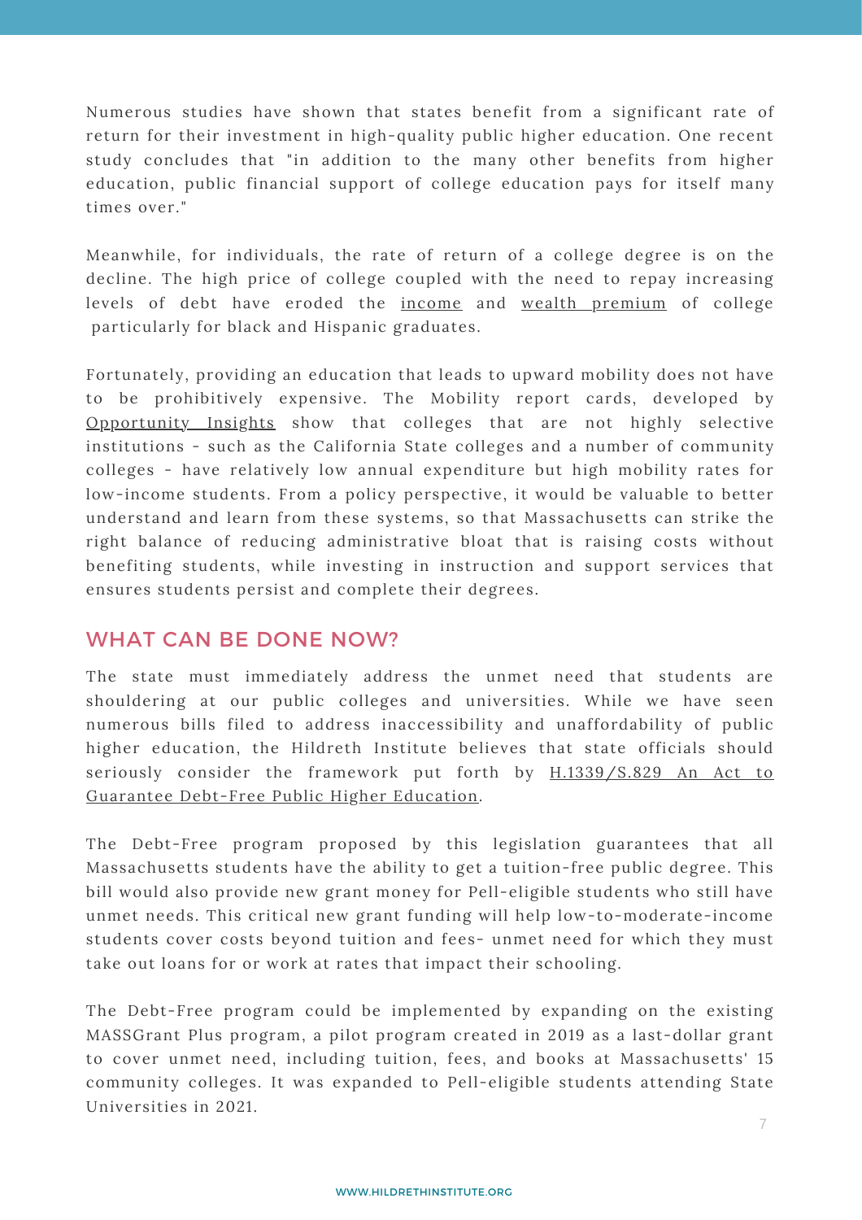Numerous studies have shown that states benefit from a significant rate of return for their investment in high-quality public higher education. One recent study concludes that "in addition to the many other benefits from higher education, public financial support of college education pays for itself many times over."

Meanwhile, for individuals, the rate of return of a college degree is on the decline. The high price of college coupled with the need to repay increasing levels of debt have eroded the income and wealth premium of college particularly for black and Hispanic graduates.

Fortunately, providing an education that leads to upward mobility does not have to be prohibitively expensive. The Mobility report cards, developed by Opportunity Insights show that colleges that are not highly selective institutions - such as the California State colleges and a number of community colleges - have relatively low annual expenditure but high mobility rates for low-income students. From a policy perspective, it would be valuable to better understand and learn from these systems, so that Massachusetts can strike the right balance of reducing administrative bloat that is raising costs without benefiting students, while investing in instruction and support services that ensures students persist and complete their degrees.

## WHAT CAN BE DONE NOW?

The state must immediately address the unmet need that students are shouldering at our public colleges and universities. While we have seen numerous bills filed to address inaccessibility and unaffordability of public higher education, the Hildreth Institute believes that state officials should seriously consider the framework put forth by H.1339/S.829 An Act to Guarantee Debt-Free Public Higher Education.

The Debt-Free program proposed by this legislation guarantees that all Massachusetts students have the ability to get a tuition-free public degree. This bill would also provide new grant money for Pell-eligible students who still have unmet needs. This critical new grant funding will help low-to-moderate-income students cover costs beyond tuition and fees- unmet need for which they must take out loans for or work at rates that impact their schooling.

The Debt-Free program could be implemented by expanding on the existing MASSGrant Plus program, a pilot program created in 2019 as a last-dollar grant to cover unmet need, including tuition, fees, and books at Massachusetts' 15 community colleges. It was expanded to Pell-eligible students attending State Universities in 2021.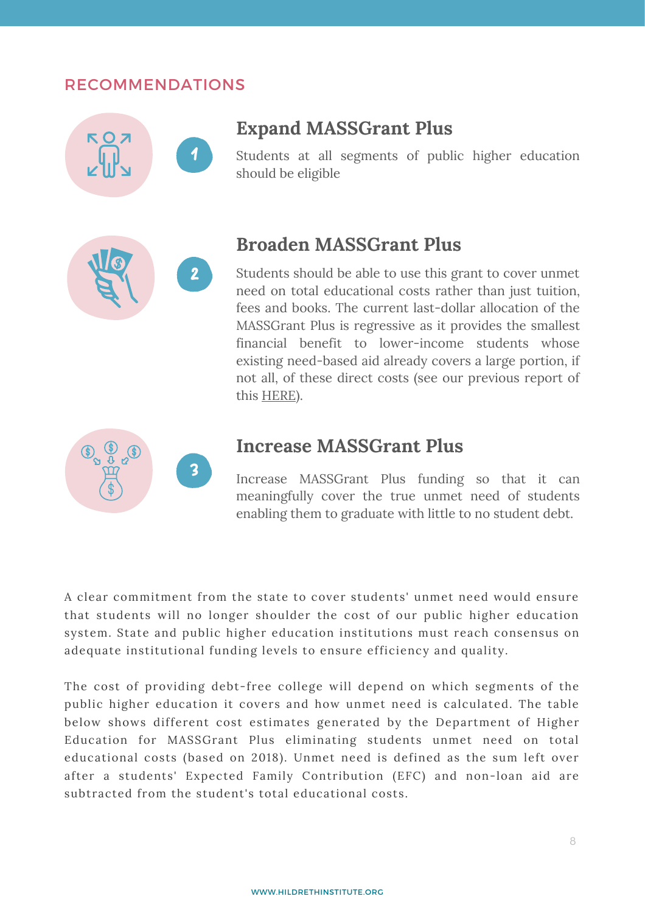## RECOMMENDATIONS

### 1 Expand MASSGrant Plus

Students at all segments of public higher education should be eligible

### 2 Broaden MASSGrant Plus

Students should be able to use this grant to cover unmet need on total educational costs rather than just tuition, fees and books. The current last-dollar allocation of the MASSGrant Plus is regressive as it provides the smallest financial benefit to lower-income students whose existing need-based aid already covers a large portion, if not all, of these direct costs (see our previous report of this HERE).

### 3 Increase MASSGrant Plus

Increase MASSGrant Plus funding so that it can meaningfully cover the true unmet need of students enabling them to graduate with little to no student debt.

A clear commitment from the state to cover students' unmet need would ensure that students will no longer shoulder the cost of our public higher education system. State and public higher education institutions must reach consensus on adequate institutional funding levels to ensure efficiency and quality.

The cost of providing debt-free college will depend on which segments of the public higher education it covers and how unmet need is calculated. The table below shows different cost estimates generated by the Department of Higher Education for MASSGrant Plus eliminating students unmet need on total educational costs (based on 2018). Unmet need is defined as the sum left over after a students' Expected Family Contribution (EFC) and non-loan aid are subtracted from the student's total educational costs.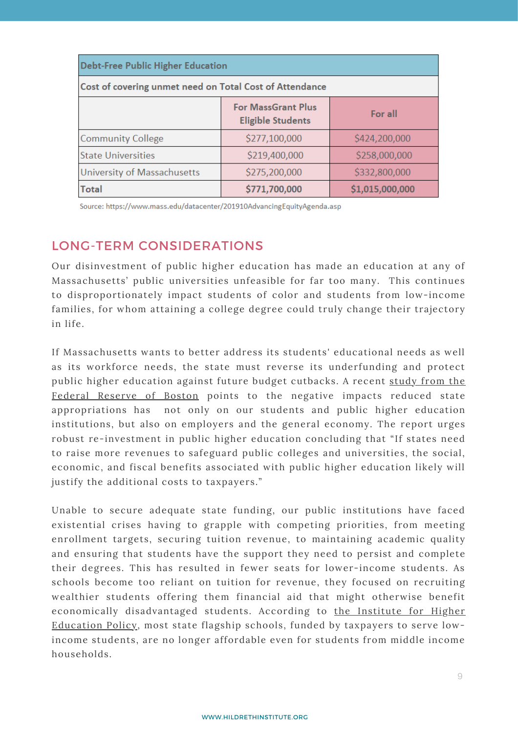| Debt-Free Public Higher Education | | |
|---|---|---|
| Cost of covering unmet need on Total Cost of Attendance | | |
| | For MassGrant Plus Eligible Students | For all |
| Community College | $277,100,000 | $424,200,000 |
| State Universities | $219,400,000 | $258,000,000 |
| University of Massachusetts | $275,200,000 | $332,800,000 |
| **Total** | **$771,700,000** | **$1,015,000,000** |

Source: https://www.mass.edu/datacenter/201910AdvancingEquityAgenda.asp

## LONG-TERM CONSIDERATIONS

Our disinvestment of public higher education has made an education at any of Massachusetts' public universities unfeasible for far too many. This continues to disproportionately impact students of color and students from low-income families, for whom attaining a college degree could truly change their trajectory in life.

If Massachusetts wants to better address its students' educational needs as well as its workforce needs, the state must reverse its underfunding and protect public higher education against future budget cutbacks. A recent study from the Federal Reserve of Boston points to the negative impacts reduced state appropriations has not only on our students and public higher education institutions, but also on employers and the general economy. The report urges robust re-investment in public higher education concluding that "If states need to raise more revenues to safeguard public colleges and universities, the social, economic, and fiscal benefits associated with public higher education likely will justify the additional costs to taxpayers."

Unable to secure adequate state funding, our public institutions have faced existential crises having to grapple with competing priorities, from meeting enrollment targets, securing tuition revenue, to maintaining academic quality and ensuring that students have the support they need to persist and complete their degrees. This has resulted in fewer seats for lower-income students. As schools become too reliant on tuition for revenue, they focused on recruiting wealthier students offering them financial aid that might otherwise benefit economically disadvantaged students. According to the Institute for Higher Education Policy, most state flagship schools, funded by taxpayers to serve low-income students, are no longer affordable even for students from middle income households.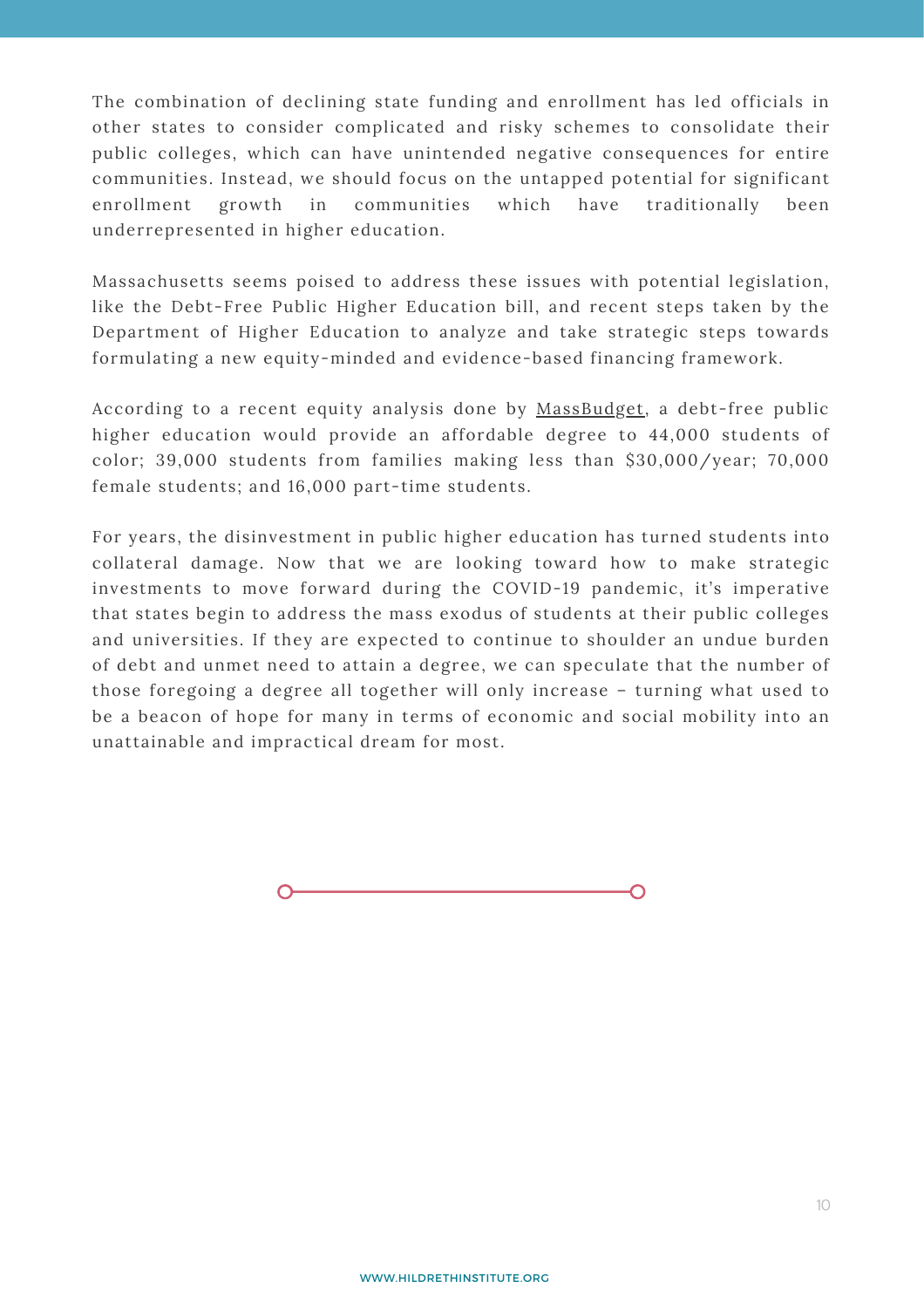The combination of declining state funding and enrollment has led officials in other states to consider complicated and risky schemes to consolidate their public colleges, which can have unintended negative consequences for entire communities. Instead, we should focus on the untapped potential for significant enrollment growth in communities which have traditionally been underrepresented in higher education.

Massachusetts seems poised to address these issues with potential legislation, like the Debt-Free Public Higher Education bill, and recent steps taken by the Department of Higher Education to analyze and take strategic steps towards formulating a new equity-minded and evidence-based financing framework.

According to a recent equity analysis done by MassBudget, a debt-free public higher education would provide an affordable degree to 44,000 students of color; 39,000 students from families making less than $30,000/year; 70,000 female students; and 16,000 part-time students.

For years, the disinvestment in public higher education has turned students into collateral damage. Now that we are looking toward how to make strategic investments to move forward during the COVID-19 pandemic, it's imperative that states begin to address the mass exodus of students at their public colleges and universities. If they are expected to continue to shoulder an undue burden of debt and unmet need to attain a degree, we can speculate that the number of those foregoing a degree all together will only increase – turning what used to be a beacon of hope for many in terms of economic and social mobility into an unattainable and impractical dream for most.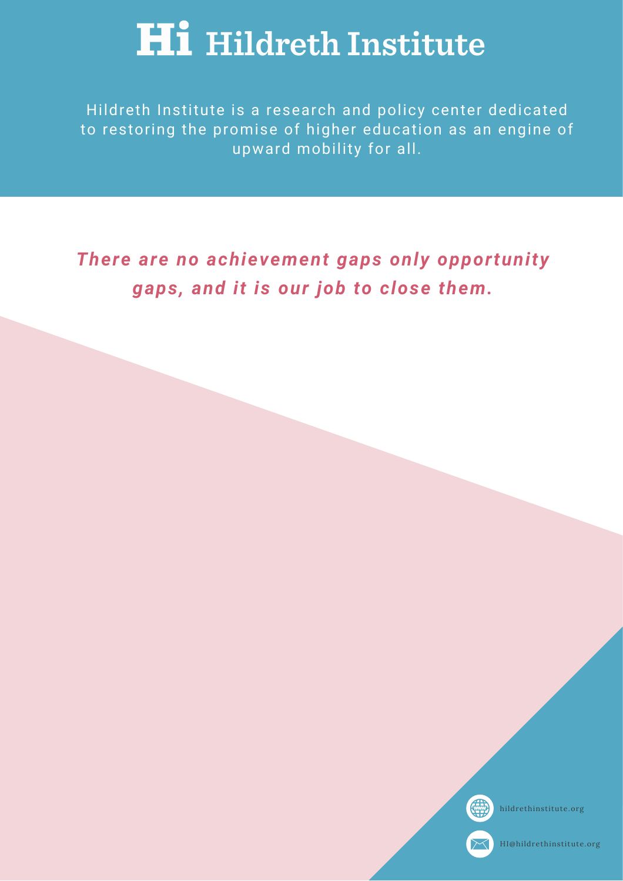# Hi Hildreth Institute

Hildreth Institute is a research and policy center dedicated to restoring the promise of higher education as an engine of upward mobility for all.

***There are no achievement gaps only opportunity gaps, and it is our job to close them.***

hildrethinstitute.org

HI@hildrethinstitute.org